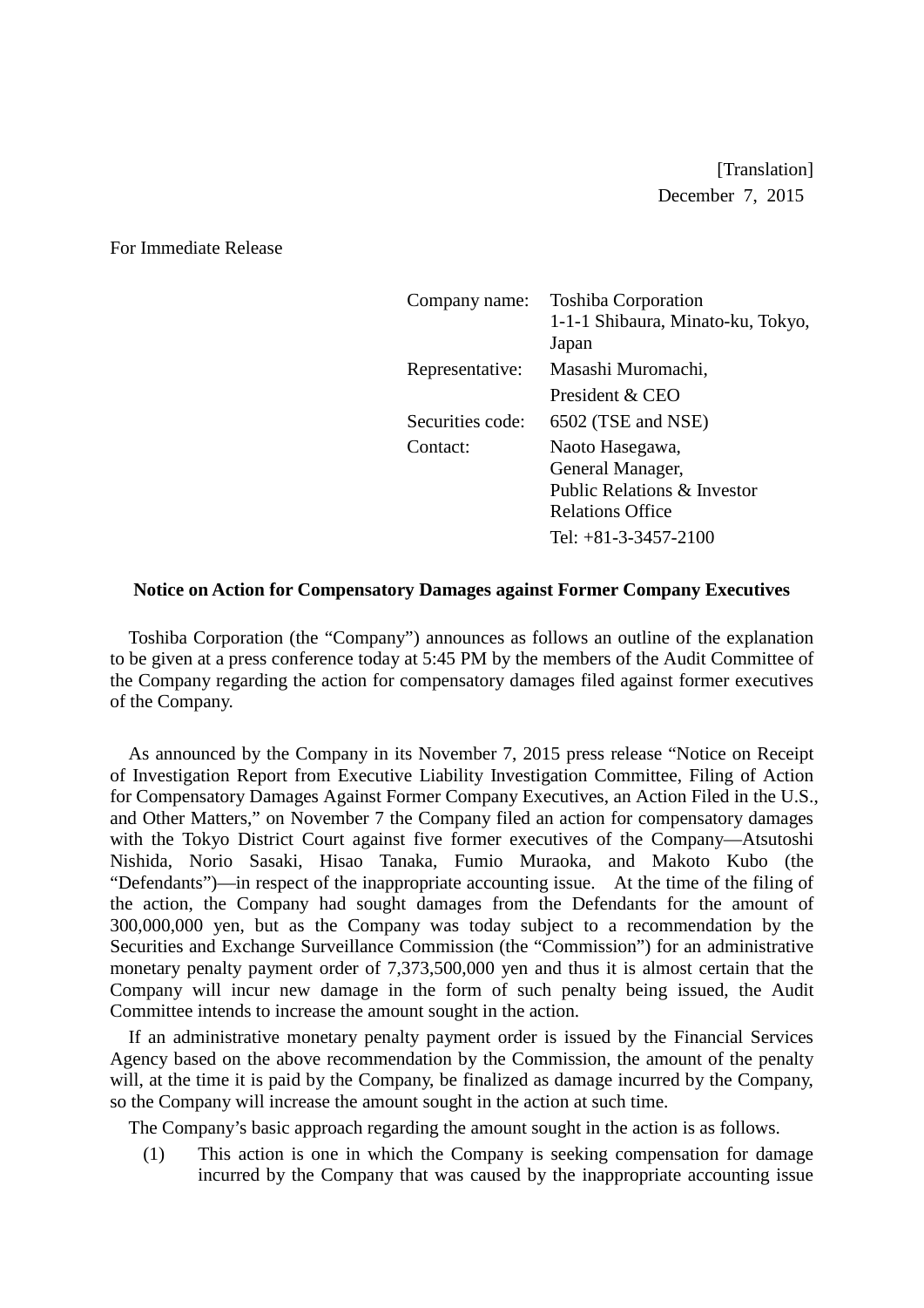[Translation]
December 7, 2015

For Immediate Release

| | |
|---|---|
| Company name: | Toshiba Corporation<br>1-1-1 Shibaura, Minato-ku, Tokyo, Japan |
| Representative: | Masashi Muromachi,<br>President & CEO |
| Securities code: | 6502 (TSE and NSE) |
| Contact: | Naoto Hasegawa,<br>General Manager,<br>Public Relations & Investor Relations Office<br>Tel: +81-3-3457-2100 |

**Notice on Action for Compensatory Damages against Former Company Executives**

Toshiba Corporation (the "Company") announces as follows an outline of the explanation to be given at a press conference today at 5:45 PM by the members of the Audit Committee of the Company regarding the action for compensatory damages filed against former executives of the Company.

As announced by the Company in its November 7, 2015 press release "Notice on Receipt of Investigation Report from Executive Liability Investigation Committee, Filing of Action for Compensatory Damages Against Former Company Executives, an Action Filed in the U.S., and Other Matters," on November 7 the Company filed an action for compensatory damages with the Tokyo District Court against five former executives of the Company—Atsutoshi Nishida, Norio Sasaki, Hisao Tanaka, Fumio Muraoka, and Makoto Kubo (the "Defendants")—in respect of the inappropriate accounting issue. At the time of the filing of the action, the Company had sought damages from the Defendants for the amount of 300,000,000 yen, but as the Company was today subject to a recommendation by the Securities and Exchange Surveillance Commission (the "Commission") for an administrative monetary penalty payment order of 7,373,500,000 yen and thus it is almost certain that the Company will incur new damage in the form of such penalty being issued, the Audit Committee intends to increase the amount sought in the action.

If an administrative monetary penalty payment order is issued by the Financial Services Agency based on the above recommendation by the Commission, the amount of the penalty will, at the time it is paid by the Company, be finalized as damage incurred by the Company, so the Company will increase the amount sought in the action at such time.

The Company's basic approach regarding the amount sought in the action is as follows.

(1) This action is one in which the Company is seeking compensation for damage incurred by the Company that was caused by the inappropriate accounting issue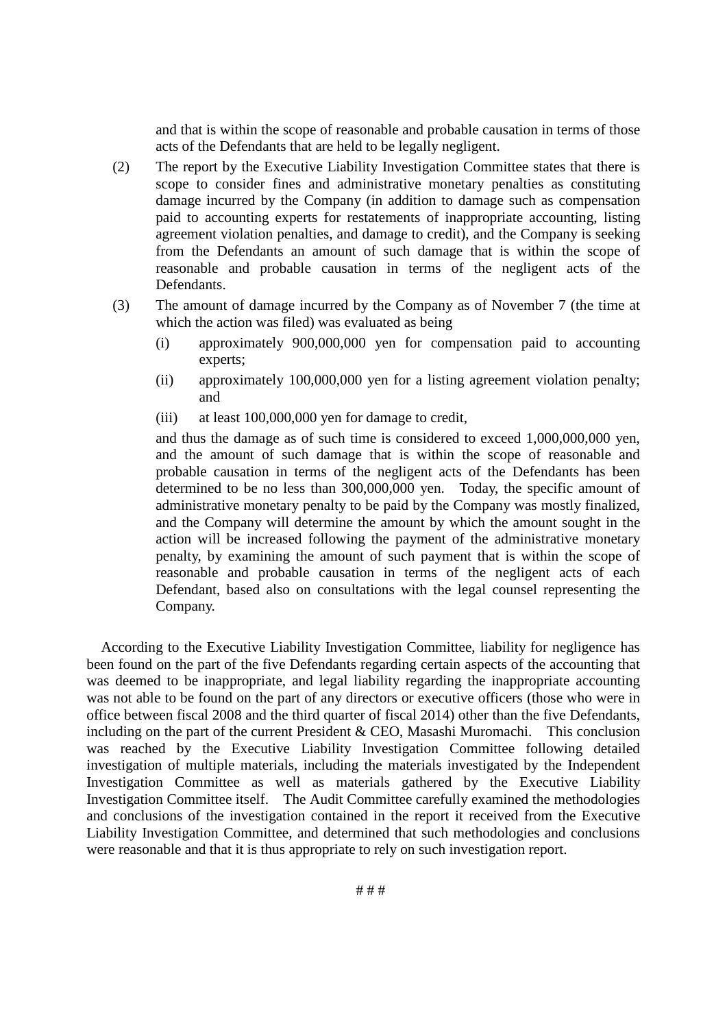and that is within the scope of reasonable and probable causation in terms of those acts of the Defendants that are held to be legally negligent.

(2) The report by the Executive Liability Investigation Committee states that there is scope to consider fines and administrative monetary penalties as constituting damage incurred by the Company (in addition to damage such as compensation paid to accounting experts for restatements of inappropriate accounting, listing agreement violation penalties, and damage to credit), and the Company is seeking from the Defendants an amount of such damage that is within the scope of reasonable and probable causation in terms of the negligent acts of the Defendants.

(3) The amount of damage incurred by the Company as of November 7 (the time at which the action was filed) was evaluated as being

   (i) approximately 900,000,000 yen for compensation paid to accounting experts;

   (ii) approximately 100,000,000 yen for a listing agreement violation penalty; and

   (iii) at least 100,000,000 yen for damage to credit,

   and thus the damage as of such time is considered to exceed 1,000,000,000 yen, and the amount of such damage that is within the scope of reasonable and probable causation in terms of the negligent acts of the Defendants has been determined to be no less than 300,000,000 yen. Today, the specific amount of administrative monetary penalty to be paid by the Company was mostly finalized, and the Company will determine the amount by which the amount sought in the action will be increased following the payment of the administrative monetary penalty, by examining the amount of such payment that is within the scope of reasonable and probable causation in terms of the negligent acts of each Defendant, based also on consultations with the legal counsel representing the Company.

According to the Executive Liability Investigation Committee, liability for negligence has been found on the part of the five Defendants regarding certain aspects of the accounting that was deemed to be inappropriate, and legal liability regarding the inappropriate accounting was not able to be found on the part of any directors or executive officers (those who were in office between fiscal 2008 and the third quarter of fiscal 2014) other than the five Defendants, including on the part of the current President & CEO, Masashi Muromachi. This conclusion was reached by the Executive Liability Investigation Committee following detailed investigation of multiple materials, including the materials investigated by the Independent Investigation Committee as well as materials gathered by the Executive Liability Investigation Committee itself. The Audit Committee carefully examined the methodologies and conclusions of the investigation contained in the report it received from the Executive Liability Investigation Committee, and determined that such methodologies and conclusions were reasonable and that it is thus appropriate to rely on such investigation report.

# # #